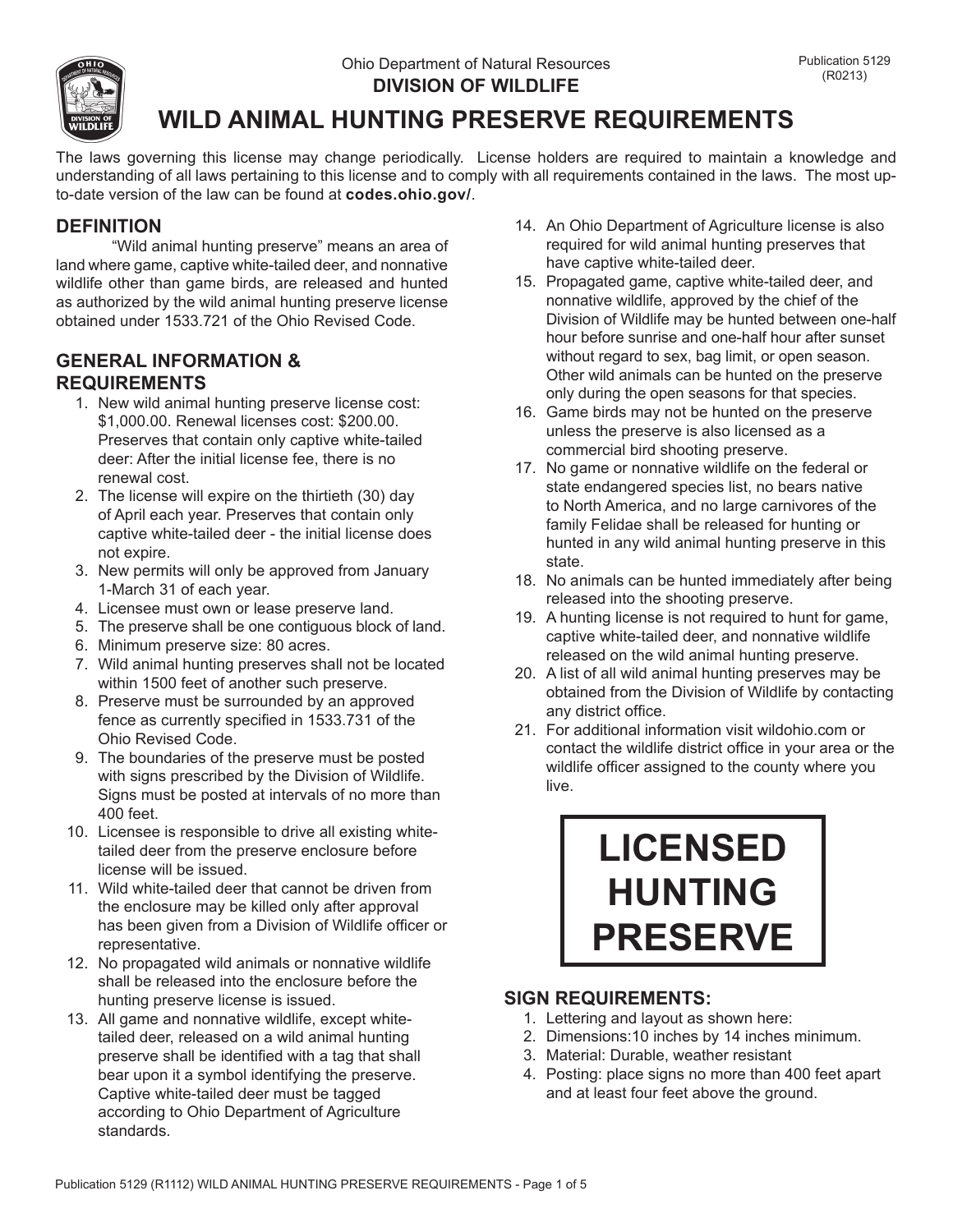Ohio Department of Natural Resources
**DIVISION OF WILDLIFE**

Publication 5129
(R0213)

# WILD ANIMAL HUNTING PRESERVE REQUIREMENTS

The laws governing this license may change periodically. License holders are required to maintain a knowledge and understanding of all laws pertaining to this license and to comply with all requirements contained in the laws. The most up-to-date version of the law can be found at **codes.ohio.gov/**.

## DEFINITION

"Wild animal hunting preserve" means an area of land where game, captive white-tailed deer, and nonnative wildlife other than game birds, are released and hunted as authorized by the wild animal hunting preserve license obtained under 1533.721 of the Ohio Revised Code.

## GENERAL INFORMATION & REQUIREMENTS

1. New wild animal hunting preserve license cost: $1,000.00. Renewal licenses cost: $200.00. Preserves that contain only captive white-tailed deer: After the initial license fee, there is no renewal cost.
2. The license will expire on the thirtieth (30) day of April each year. Preserves that contain only captive white-tailed deer - the initial license does not expire.
3. New permits will only be approved from January 1-March 31 of each year.
4. Licensee must own or lease preserve land.
5. The preserve shall be one contiguous block of land.
6. Minimum preserve size: 80 acres.
7. Wild animal hunting preserves shall not be located within 1500 feet of another such preserve.
8. Preserve must be surrounded by an approved fence as currently specified in 1533.731 of the Ohio Revised Code.
9. The boundaries of the preserve must be posted with signs prescribed by the Division of Wildlife. Signs must be posted at intervals of no more than 400 feet.
10. Licensee is responsible to drive all existing white-tailed deer from the preserve enclosure before license will be issued.
11. Wild white-tailed deer that cannot be driven from the enclosure may be killed only after approval has been given from a Division of Wildlife officer or representative.
12. No propagated wild animals or nonnative wildlife shall be released into the enclosure before the hunting preserve license is issued.
13. All game and nonnative wildlife, except white-tailed deer, released on a wild animal hunting preserve shall be identified with a tag that shall bear upon it a symbol identifying the preserve. Captive white-tailed deer must be tagged according to Ohio Department of Agriculture standards.
14. An Ohio Department of Agriculture license is also required for wild animal hunting preserves that have captive white-tailed deer.
15. Propagated game, captive white-tailed deer, and nonnative wildlife, approved by the chief of the Division of Wildlife may be hunted between one-half hour before sunrise and one-half hour after sunset without regard to sex, bag limit, or open season. Other wild animals can be hunted on the preserve only during the open seasons for that species.
16. Game birds may not be hunted on the preserve unless the preserve is also licensed as a commercial bird shooting preserve.
17. No game or nonnative wildlife on the federal or state endangered species list, no bears native to North America, and no large carnivores of the family Felidae shall be released for hunting or hunted in any wild animal hunting preserve in this state.
18. No animals can be hunted immediately after being released into the shooting preserve.
19. A hunting license is not required to hunt for game, captive white-tailed deer, and nonnative wildlife released on the wild animal hunting preserve.
20. A list of all wild animal hunting preserves may be obtained from the Division of Wildlife by contacting any district office.
21. For additional information visit wildohio.com or contact the wildlife district office in your area or the wildlife officer assigned to the county where you live.

**LICENSED HUNTING PRESERVE**

## SIGN REQUIREMENTS:

1. Lettering and layout as shown here:
2. Dimensions:10 inches by 14 inches minimum.
3. Material: Durable, weather resistant
4. Posting: place signs no more than 400 feet apart and at least four feet above the ground.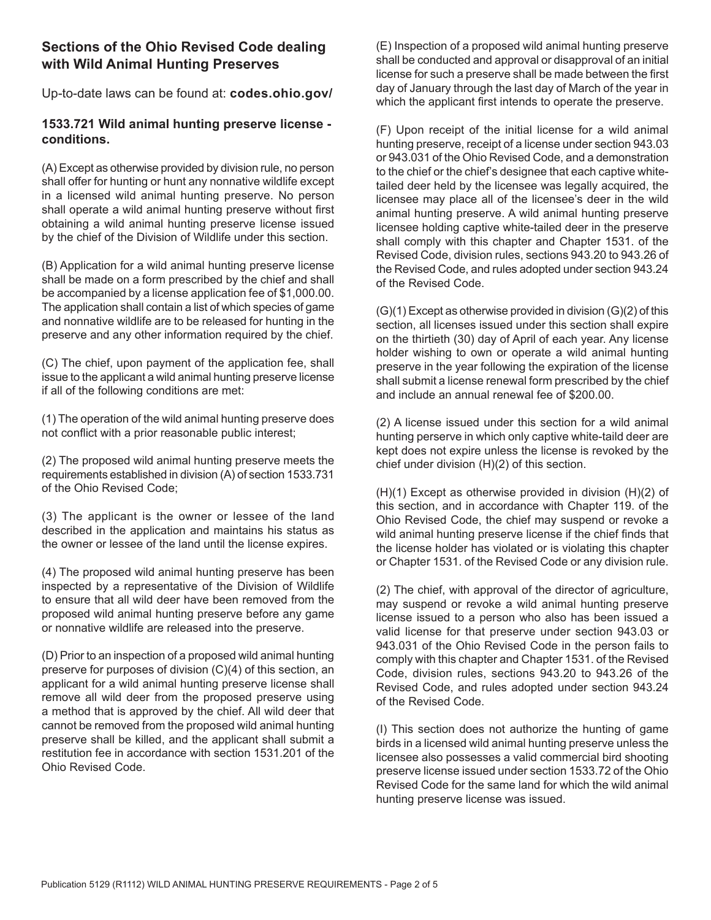## Sections of the Ohio Revised Code dealing with Wild Animal Hunting Preserves

Up-to-date laws can be found at: **codes.ohio.gov/**

### 1533.721 Wild animal hunting preserve license - conditions.

(A) Except as otherwise provided by division rule, no person shall offer for hunting or hunt any nonnative wildlife except in a licensed wild animal hunting preserve. No person shall operate a wild animal hunting preserve without first obtaining a wild animal hunting preserve license issued by the chief of the Division of Wildlife under this section.

(B) Application for a wild animal hunting preserve license shall be made on a form prescribed by the chief and shall be accompanied by a license application fee of $1,000.00. The application shall contain a list of which species of game and nonnative wildlife are to be released for hunting in the preserve and any other information required by the chief.

(C) The chief, upon payment of the application fee, shall issue to the applicant a wild animal hunting preserve license if all of the following conditions are met:

(1) The operation of the wild animal hunting preserve does not conflict with a prior reasonable public interest;

(2) The proposed wild animal hunting preserve meets the requirements established in division (A) of section 1533.731 of the Ohio Revised Code;

(3) The applicant is the owner or lessee of the land described in the application and maintains his status as the owner or lessee of the land until the license expires.

(4) The proposed wild animal hunting preserve has been inspected by a representative of the Division of Wildlife to ensure that all wild deer have been removed from the proposed wild animal hunting preserve before any game or nonnative wildlife are released into the preserve.

(D) Prior to an inspection of a proposed wild animal hunting preserve for purposes of division (C)(4) of this section, an applicant for a wild animal hunting preserve license shall remove all wild deer from the proposed preserve using a method that is approved by the chief. All wild deer that cannot be removed from the proposed wild animal hunting preserve shall be killed, and the applicant shall submit a restitution fee in accordance with section 1531.201 of the Ohio Revised Code.

(E) Inspection of a proposed wild animal hunting preserve shall be conducted and approval or disapproval of an initial license for such a preserve shall be made between the first day of January through the last day of March of the year in which the applicant first intends to operate the preserve.

(F) Upon receipt of the initial license for a wild animal hunting preserve, receipt of a license under section 943.03 or 943.031 of the Ohio Revised Code, and a demonstration to the chief or the chief's designee that each captive white-tailed deer held by the licensee was legally acquired, the licensee may place all of the licensee's deer in the wild animal hunting preserve. A wild animal hunting preserve licensee holding captive white-tailed deer in the preserve shall comply with this chapter and Chapter 1531. of the Revised Code, division rules, sections 943.20 to 943.26 of the Revised Code, and rules adopted under section 943.24 of the Revised Code.

(G)(1) Except as otherwise provided in division (G)(2) of this section, all licenses issued under this section shall expire on the thirtieth (30) day of April of each year. Any license holder wishing to own or operate a wild animal hunting preserve in the year following the expiration of the license shall submit a license renewal form prescribed by the chief and include an annual renewal fee of $200.00.

(2) A license issued under this section for a wild animal hunting perserve in which only captive white-taild deer are kept does not expire unless the license is revoked by the chief under division (H)(2) of this section.

(H)(1) Except as otherwise provided in division (H)(2) of this section, and in accordance with Chapter 119. of the Ohio Revised Code, the chief may suspend or revoke a wild animal hunting preserve license if the chief finds that the license holder has violated or is violating this chapter or Chapter 1531. of the Revised Code or any division rule.

(2) The chief, with approval of the director of agriculture, may suspend or revoke a wild animal hunting preserve license issued to a person who also has been issued a valid license for that preserve under section 943.03 or 943.031 of the Ohio Revised Code in the person fails to comply with this chapter and Chapter 1531. of the Revised Code, division rules, sections 943.20 to 943.26 of the Revised Code, and rules adopted under section 943.24 of the Revised Code.

(I) This section does not authorize the hunting of game birds in a licensed wild animal hunting preserve unless the licensee also possesses a valid commercial bird shooting preserve license issued under section 1533.72 of the Ohio Revised Code for the same land for which the wild animal hunting preserve license was issued.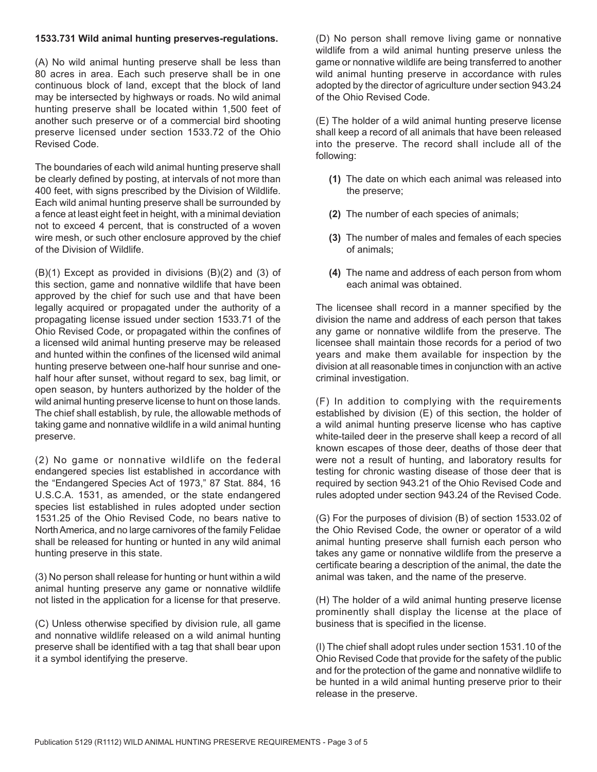**1533.731 Wild animal hunting preserves-regulations.**

(A) No wild animal hunting preserve shall be less than 80 acres in area. Each such preserve shall be in one continuous block of land, except that the block of land may be intersected by highways or roads. No wild animal hunting preserve shall be located within 1,500 feet of another such preserve or of a commercial bird shooting preserve licensed under section 1533.72 of the Ohio Revised Code.

The boundaries of each wild animal hunting preserve shall be clearly defined by posting, at intervals of not more than 400 feet, with signs prescribed by the Division of Wildlife. Each wild animal hunting preserve shall be surrounded by a fence at least eight feet in height, with a minimal deviation not to exceed 4 percent, that is constructed of a woven wire mesh, or such other enclosure approved by the chief of the Division of Wildlife.

(B)(1) Except as provided in divisions (B)(2) and (3) of this section, game and nonnative wildlife that have been approved by the chief for such use and that have been legally acquired or propagated under the authority of a propagating license issued under section 1533.71 of the Ohio Revised Code, or propagated within the confines of a licensed wild animal hunting preserve may be released and hunted within the confines of the licensed wild animal hunting preserve between one-half hour sunrise and one-half hour after sunset, without regard to sex, bag limit, or open season, by hunters authorized by the holder of the wild animal hunting preserve license to hunt on those lands. The chief shall establish, by rule, the allowable methods of taking game and nonnative wildlife in a wild animal hunting preserve.

(2) No game or nonnative wildlife on the federal endangered species list established in accordance with the "Endangered Species Act of 1973," 87 Stat. 884, 16 U.S.C.A. 1531, as amended, or the state endangered species list established in rules adopted under section 1531.25 of the Ohio Revised Code, no bears native to North America, and no large carnivores of the family Felidae shall be released for hunting or hunted in any wild animal hunting preserve in this state.

(3) No person shall release for hunting or hunt within a wild animal hunting preserve any game or nonnative wildlife not listed in the application for a license for that preserve.

(C) Unless otherwise specified by division rule, all game and nonnative wildlife released on a wild animal hunting preserve shall be identified with a tag that shall bear upon it a symbol identifying the preserve.

(D) No person shall remove living game or nonnative wildlife from a wild animal hunting preserve unless the game or nonnative wildlife are being transferred to another wild animal hunting preserve in accordance with rules adopted by the director of agriculture under section 943.24 of the Ohio Revised Code.

(E) The holder of a wild animal hunting preserve license shall keep a record of all animals that have been released into the preserve. The record shall include all of the following:

- **(1)** The date on which each animal was released into the preserve;
- **(2)** The number of each species of animals;
- **(3)** The number of males and females of each species of animals;
- **(4)** The name and address of each person from whom each animal was obtained.

The licensee shall record in a manner specified by the division the name and address of each person that takes any game or nonnative wildlife from the preserve. The licensee shall maintain those records for a period of two years and make them available for inspection by the division at all reasonable times in conjunction with an active criminal investigation.

(F) In addition to complying with the requirements established by division (E) of this section, the holder of a wild animal hunting preserve license who has captive white-tailed deer in the preserve shall keep a record of all known escapes of those deer, deaths of those deer that were not a result of hunting, and laboratory results for testing for chronic wasting disease of those deer that is required by section 943.21 of the Ohio Revised Code and rules adopted under section 943.24 of the Revised Code.

(G) For the purposes of division (B) of section 1533.02 of the Ohio Revised Code, the owner or operator of a wild animal hunting preserve shall furnish each person who takes any game or nonnative wildlife from the preserve a certificate bearing a description of the animal, the date the animal was taken, and the name of the preserve.

(H) The holder of a wild animal hunting preserve license prominently shall display the license at the place of business that is specified in the license.

(I) The chief shall adopt rules under section 1531.10 of the Ohio Revised Code that provide for the safety of the public and for the protection of the game and nonnative wildlife to be hunted in a wild animal hunting preserve prior to their release in the preserve.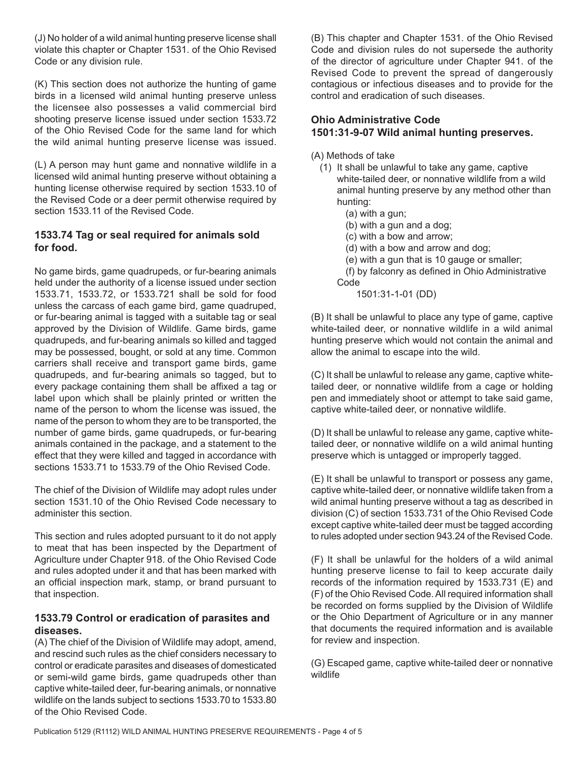(J) No holder of a wild animal hunting preserve license shall violate this chapter or Chapter 1531. of the Ohio Revised Code or any division rule.

(K) This section does not authorize the hunting of game birds in a licensed wild animal hunting preserve unless the licensee also possesses a valid commercial bird shooting preserve license issued under section 1533.72 of the Ohio Revised Code for the same land for which the wild animal hunting preserve license was issued.

(L) A person may hunt game and nonnative wildlife in a licensed wild animal hunting preserve without obtaining a hunting license otherwise required by section 1533.10 of the Revised Code or a deer permit otherwise required by section 1533.11 of the Revised Code.

### 1533.74 Tag or seal required for animals sold for food.

No game birds, game quadrupeds, or fur-bearing animals held under the authority of a license issued under section 1533.71, 1533.72, or 1533.721 shall be sold for food unless the carcass of each game bird, game quadruped, or fur-bearing animal is tagged with a suitable tag or seal approved by the Division of Wildlife. Game birds, game quadrupeds, and fur-bearing animals so killed and tagged may be possessed, bought, or sold at any time. Common carriers shall receive and transport game birds, game quadrupeds, and fur-bearing animals so tagged, but to every package containing them shall be affixed a tag or label upon which shall be plainly printed or written the name of the person to whom the license was issued, the name of the person to whom they are to be transported, the number of game birds, game quadrupeds, or fur-bearing animals contained in the package, and a statement to the effect that they were killed and tagged in accordance with sections 1533.71 to 1533.79 of the Ohio Revised Code.

The chief of the Division of Wildlife may adopt rules under section 1531.10 of the Ohio Revised Code necessary to administer this section.

This section and rules adopted pursuant to it do not apply to meat that has been inspected by the Department of Agriculture under Chapter 918. of the Ohio Revised Code and rules adopted under it and that has been marked with an official inspection mark, stamp, or brand pursuant to that inspection.

### 1533.79 Control or eradication of parasites and diseases.

(A) The chief of the Division of Wildlife may adopt, amend, and rescind such rules as the chief considers necessary to control or eradicate parasites and diseases of domesticated or semi-wild game birds, game quadrupeds other than captive white-tailed deer, fur-bearing animals, or nonnative wildlife on the lands subject to sections 1533.70 to 1533.80 of the Ohio Revised Code.

(B) This chapter and Chapter 1531. of the Ohio Revised Code and division rules do not supersede the authority of the director of agriculture under Chapter 941. of the Revised Code to prevent the spread of dangerously contagious or infectious diseases and to provide for the control and eradication of such diseases.

### Ohio Administrative Code 1501:31-9-07 Wild animal hunting preserves.

(A) Methods of take

(1) It shall be unlawful to take any game, captive white-tailed deer, or nonnative wildlife from a wild animal hunting preserve by any method other than hunting:

(a) with a gun;
(b) with a gun and a dog;
(c) with a bow and arrow;
(d) with a bow and arrow and dog;
(e) with a gun that is 10 gauge or smaller;
(f) by falconry as defined in Ohio Administrative Code 1501:31-1-01 (DD)

(B) It shall be unlawful to place any type of game, captive white-tailed deer, or nonnative wildlife in a wild animal hunting preserve which would not contain the animal and allow the animal to escape into the wild.

(C) It shall be unlawful to release any game, captive white-tailed deer, or nonnative wildlife from a cage or holding pen and immediately shoot or attempt to take said game, captive white-tailed deer, or nonnative wildlife.

(D) It shall be unlawful to release any game, captive white-tailed deer, or nonnative wildlife on a wild animal hunting preserve which is untagged or improperly tagged.

(E) It shall be unlawful to transport or possess any game, captive white-tailed deer, or nonnative wildlife taken from a wild animal hunting preserve without a tag as described in division (C) of section 1533.731 of the Ohio Revised Code except captive white-tailed deer must be tagged according to rules adopted under section 943.24 of the Revised Code.

(F) It shall be unlawful for the holders of a wild animal hunting preserve license to fail to keep accurate daily records of the information required by 1533.731 (E) and (F) of the Ohio Revised Code. All required information shall be recorded on forms supplied by the Division of Wildlife or the Ohio Department of Agriculture or in any manner that documents the required information and is available for review and inspection.

(G) Escaped game, captive white-tailed deer or nonnative wildlife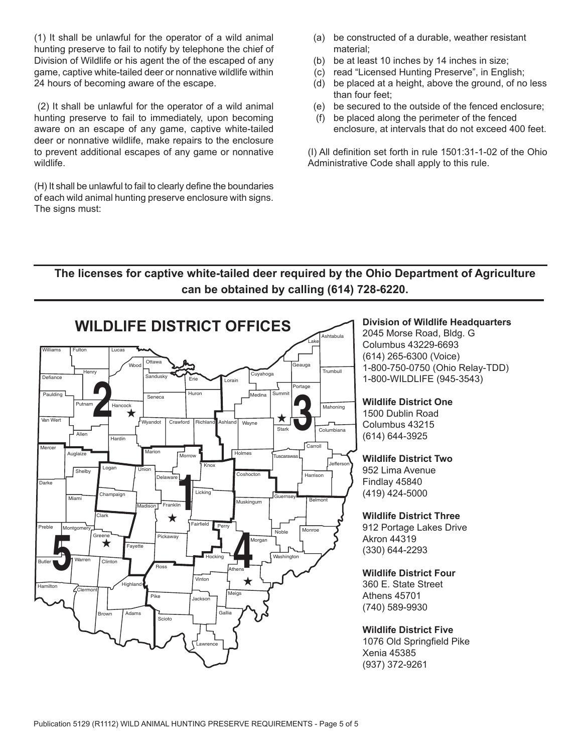(1) It shall be unlawful for the operator of a wild animal hunting preserve to fail to notify by telephone the chief of Division of Wildlife or his agent the of the escaped of any game, captive white-tailed deer or nonnative wildlife within 24 hours of becoming aware of the escape.

(2) It shall be unlawful for the operator of a wild animal hunting preserve to fail to immediately, upon becoming aware on an escape of any game, captive white-tailed deer or nonnative wildlife, make repairs to the enclosure to prevent additional escapes of any game or nonnative wildlife.

(H) It shall be unlawful to fail to clearly define the boundaries of each wild animal hunting preserve enclosure with signs. The signs must:

(a) be constructed of a durable, weather resistant material;
(b) be at least 10 inches by 14 inches in size;
(c) read “Licensed Hunting Preserve”, in English;
(d) be placed at a height, above the ground, of no less than four feet;
(e) be secured to the outside of the fenced enclosure;
(f) be placed along the perimeter of the fenced enclosure, at intervals that do not exceed 400 feet.

(I) All definition set forth in rule 1501:31-1-02 of the Ohio Administrative Code shall apply to this rule.

**The licenses for captive white-tailed deer required by the Ohio Department of Agriculture can be obtained by calling (614) 728-6220.**

## WILDLIFE DISTRICT OFFICES

Williams
Fulton
Lucas
Ottawa
Wood
Henry
Defiance
Sandusky
Erie
Lorain
Cuyahoga
Lake
Ashtabula
Geauga
Trumbull
Portage
Summit
Medina
Huron
Seneca
Hancock
Putnam
Paulding
Van Wert
Allen
Wyandot
Crawford
Richland
Ashland
Wayne
Stark
Mahoning
Columbiana
Hardin
Mercer
Auglaize
Marion
Morrow
Holmes
Tuscarawas
Carroll
Jefferson
Harrison
Knox
Shelby
Logan
Union
Delaware
Coshocton
Darke
Champaign
Licking
Guernsey
Belmont
Miami
Madison
Franklin
Muskingum
Clark
Fairfield
Perry
Noble
Monroe
Preble
Montgomery
Greene
Pickaway
Morgan
Fayette
Hocking
Washington
Butler
Warren
Clinton
Ross
Athens
Vinton
Hamilton
Clermont
Highland
Meigs
Pike
Jackson
Brown
Adams
Gallia
Scioto
Lawrence
1
2
3
4
5

**Division of Wildlife Headquarters**
2045 Morse Road, Bldg. G
Columbus 43229-6693
(614) 265-6300 (Voice)
1-800-750-0750 (Ohio Relay-TDD)
1-800-WILDLIFE (945-3543)

**Wildlife District One**
1500 Dublin Road
Columbus 43215
(614) 644-3925

**Wildlife District Two**
952 Lima Avenue
Findlay 45840
(419) 424-5000

**Wildlife District Three**
912 Portage Lakes Drive
Akron 44319
(330) 644-2293

**Wildlife District Four**
360 E. State Street
Athens 45701
(740) 589-9930

**Wildlife District Five**
1076 Old Springfield Pike
Xenia 45385
(937) 372-9261

Publication 5129 (R1112) WILD ANIMAL HUNTING PRESERVE REQUIREMENTS